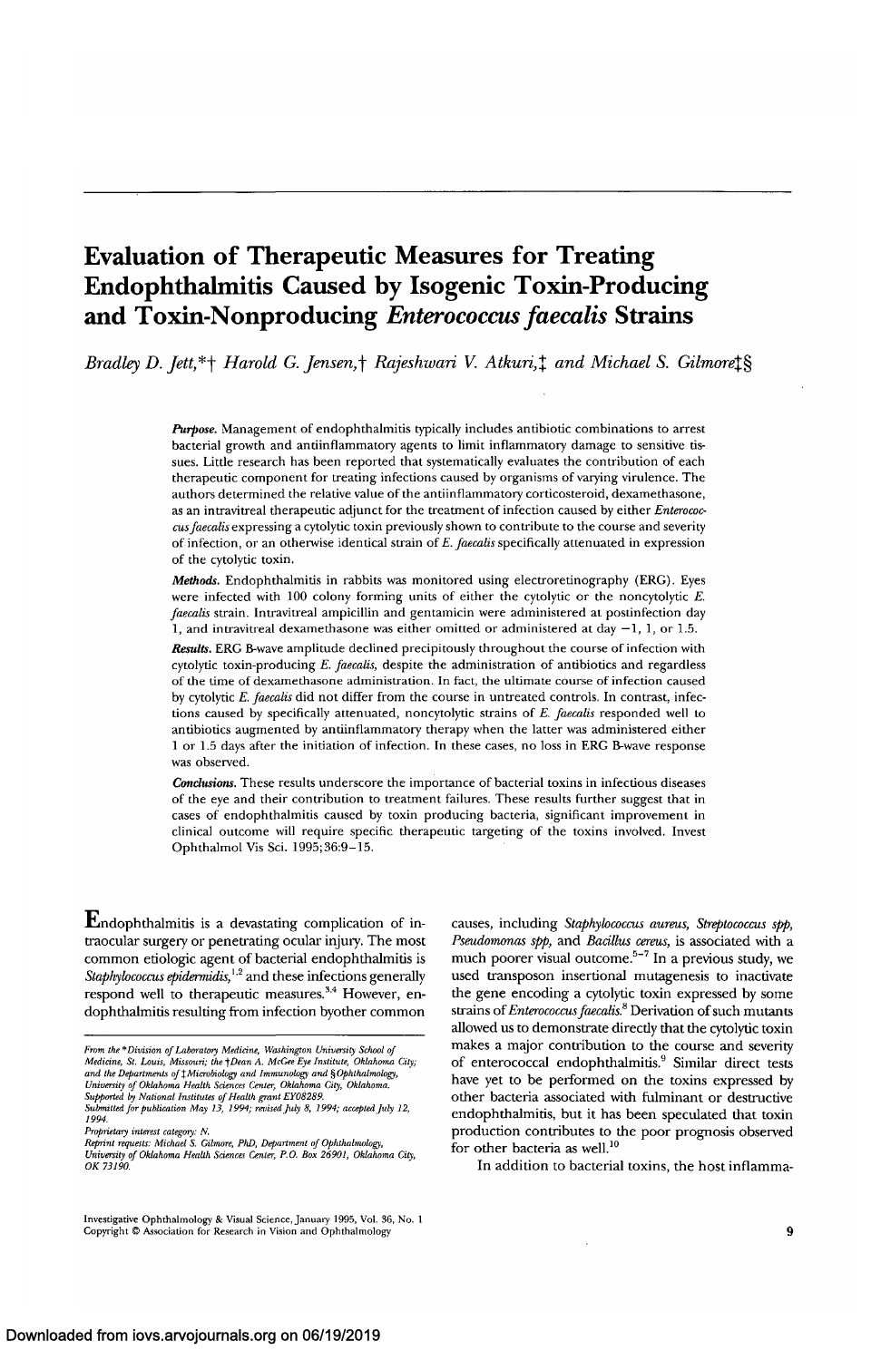# Evaluation of Therapeutic Measures for Treating Endophthalmitis Caused by Isogenic Toxin-Producing and Toxin-Nonproducing *Enterococcus faecalis* Strains

*Bradley D. Jett,\*† Harold G. Jensen,† Rajeshwari V. Atkuri,‡ and Michael S. Gilmore‡§*

***Purpose.*** Management of endophthalmitis typically includes antibiotic combinations to arrest bacterial growth and antiinflammatory agents to limit inflammatory damage to sensitive tissues. Little research has been reported that systematically evaluates the contribution of each therapeutic component for treating infections caused by organisms of varying virulence. The authors determined the relative value of the antiinflammatory corticosteroid, dexamethasone, as an intravitreal therapeutic adjunct for the treatment of infection caused by either *Enterococcus faecalis* expressing a cytolytic toxin previously shown to contribute to the course and severity of infection, or an otherwise identical strain of *E. faecalis* specifically attenuated in expression of the cytolytic toxin.

***Methods.*** Endophthalmitis in rabbits was monitored using electroretinography (ERG). Eyes were infected with 100 colony forming units of either the cytolytic or the noncytolytic *E. faecalis* strain. Intravitreal ampicillin and gentamicin were administered at postinfection day 1, and intravitreal dexamethasone was either omitted or administered at day −1, 1, or 1.5.

***Results.*** ERG B-wave amplitude declined precipitously throughout the course of infection with cytolytic toxin-producing *E. faecalis*, despite the administration of antibiotics and regardless of the time of dexamethasone administration. In fact, the ultimate course of infection caused by cytolytic *E. faecalis* did not differ from the course in untreated controls. In contrast, infections caused by specifically attenuated, noncytolytic strains of *E. faecalis* responded well to antibiotics augmented by antiinflammatory therapy when the latter was administered either 1 or 1.5 days after the initiation of infection. In these cases, no loss in ERG B-wave response was observed.

***Conclusions.*** These results underscore the importance of bacterial toxins in infectious diseases of the eye and their contribution to treatment failures. These results further suggest that in cases of endophthalmitis caused by toxin producing bacteria, significant improvement in clinical outcome will require specific therapeutic targeting of the toxins involved. Invest Ophthalmol Vis Sci. 1995;36:9–15.

Endophthalmitis is a devastating complication of intraocular surgery or penetrating ocular injury. The most common etiologic agent of bacterial endophthalmitis is *Staphylococcus epidermidis*,[1,2] and these infections generally respond well to therapeutic measures.[3,4] However, endophthalmitis resulting from infection byother common causes, including *Staphylococcus aureus*, *Streptococcus spp*, *Pseudomonas spp*, and *Bacillus cereus*, is associated with a much poorer visual outcome.[5–7] In a previous study, we used transposon insertional mutagenesis to inactivate the gene encoding a cytolytic toxin expressed by some strains of *Enterococcus faecalis*.[8] Derivation of such mutants allowed us to demonstrate directly that the cytolytic toxin makes a major contribution to the course and severity of enterococcal endophthalmitis.[9] Similar direct tests have yet to be performed on the toxins expressed by other bacteria associated with fulminant or destructive endophthalmitis, but it has been speculated that toxin production contributes to the poor prognosis observed for other bacteria as well.[10]

In addition to bacterial toxins, the host inflamma-

From the \*Division of Laboratory Medicine, Washington University School of Medicine, St. Louis, Missouri; the †Dean A. McGee Eye Institute, Oklahoma City; and the Departments of ‡Microbiology and Immunology and §Ophthalmology, University of Oklahoma Health Sciences Center, Oklahoma City, Oklahoma.
Supported by National Institutes of Health grant EY08289.
Submitted for publication May 13, 1994; revised July 8, 1994; accepted July 12, 1994.
Proprietary interest category: N.
Reprint requests: Michael S. Gilmore, PhD, Department of Ophthalmology, University of Oklahoma Health Sciences Center, P.O. Box 26901, Oklahoma City, OK 73190.

Investigative Ophthalmology & Visual Science, January 1995, Vol. 36, No. 1
Copyright © Association for Research in Vision and Ophthalmology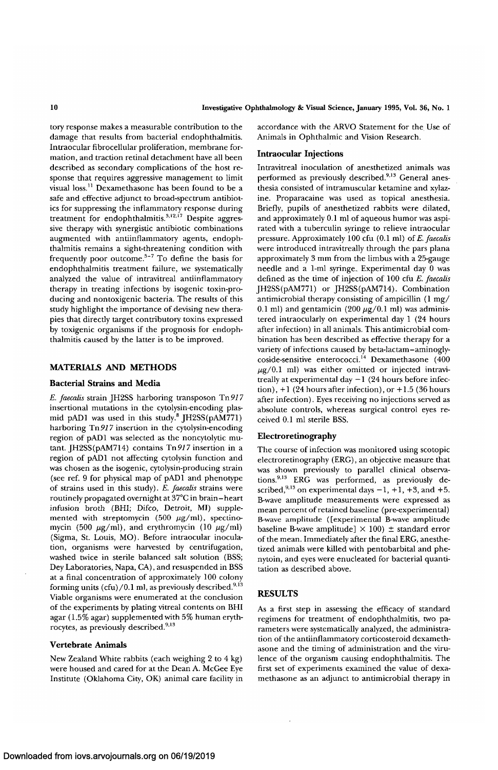tory response makes a measurable contribution to the damage that results from bacterial endophthalmitis. Intraocular fibrocellular proliferation, membrane formation, and traction retinal detachment have all been described as secondary complications of the host response that requires aggressive management to limit visual loss.[11] Dexamethasone has been found to be a safe and effective adjunct to broad-spectrum antibiotics for suppressing the inflammatory response during treatment for endophthalmitis.[5,12,17] Despite aggressive therapy with synergistic antibiotic combinations augmented with antiinflammatory agents, endophthalmitis remains a sight-threatening condition with frequently poor outcome.[5-7] To define the basis for endophthalmitis treatment failure, we systematically analyzed the value of intravitreal antiinflammatory therapy in treating infections by isogenic toxin-producing and nontoxigenic bacteria. The results of this study highlight the importance of devising new therapies that directly target contributory toxins expressed by toxigenic organisms if the prognosis for endophthalmitis caused by the latter is to be improved.

## MATERIALS AND METHODS

### Bacterial Strains and Media

*E. faecalis* strain JH2SS harboring transposon Tn*917* insertional mutations in the cytolysin-encoding plasmid pAD1 was used in this study.[8] JH2SS(pAM771) harboring Tn*917* insertion in the cytolysin-encoding region of pAD1 was selected as the noncytolytic mutant. JH2SS(pAM714) contains Tn*917* insertion in a region of pAD1 not affecting cytolysin function and was chosen as the isogenic, cytolysin-producing strain (see ref. 9 for physical map of pAD1 and phenotype of strains used in this study). *E. faecalis* strains were routinely propagated overnight at 37°C in brain–heart infusion broth (BHI; Difco, Detroit, MI) supplemented with streptomycin (500 μg/ml), spectinomycin (500 μg/ml), and erythromycin (10 μg/ml) (Sigma, St. Louis, MO). Before intraocular inoculation, organisms were harvested by centrifugation, washed twice in sterile balanced salt solution (BSS; Dey Laboratories, Napa, CA), and resuspended in BSS at a final concentration of approximately 100 colony forming units (cfu)/0.1 ml, as previously described.[9,13] Viable organisms were enumerated at the conclusion of the experiments by plating vitreal contents on BHI agar (1.5% agar) supplemented with 5% human erythrocytes, as previously described.[9,13]

### Vertebrate Animals

New Zealand White rabbits (each weighing 2 to 4 kg) were housed and cared for at the Dean A. McGee Eye Institute (Oklahoma City, OK) animal care facility in accordance with the ARVO Statement for the Use of Animals in Ophthalmic and Vision Research.

### Intraocular Injections

Intravitreal inoculation of anesthetized animals was performed as previously described.[9,13] General anesthesia consisted of intramuscular ketamine and xylazine. Proparacaine was used as topical anesthesia. Briefly, pupils of anesthetized rabbits were dilated, and approximately 0.1 ml of aqueous humor was aspirated with a tuberculin syringe to relieve intraocular pressure. Approximately 100 cfu (0.1 ml) of *E. faecalis* were introduced intravitreally through the pars plana approximately 3 mm from the limbus with a 25-gauge needle and a 1-ml syringe. Experimental day 0 was defined as the time of injection of 100 cfu *E. faecalis* JH2SS(pAM771) or JH2SS(pAM714). Combination antimicrobial therapy consisting of ampicillin (1 mg/0.1 ml) and gentamicin (200 μg/0.1 ml) was administered intraocularly on experimental day 1 (24 hours after infection) in all animals. This antimicrobial combination has been described as effective therapy for a variety of infections caused by beta-lactam–aminoglycoside-sensitive enterococci.[14] Dexamethasone (400 μg/0.1 ml) was either omitted or injected intravitreally at experimental day −1 (24 hours before infection), +1 (24 hours after infection), or +1.5 (36 hours after infection). Eyes receiving no injections served as absolute controls, whereas surgical control eyes received 0.1 ml sterile BSS.

### Electroretinography

The course of infection was monitored using scotopic electroretinography (ERG), an objective measure that was shown previously to parallel clinical observations.[9,13] ERG was performed, as previously described,[9,13] on experimental days −1, +1, +3, and +5. B-wave amplitude measurements were expressed as mean percent of retained baseline (pre-experimental) B-wave amplitude ([experimental B-wave amplitude baseline B-wave amplitude] × 100) ± standard error of the mean. Immediately after the final ERG, anesthetized animals were killed with pentobarbital and phenytoin, and eyes were enucleated for bacterial quantitation as described above.

## RESULTS

As a first step in assessing the efficacy of standard regimens for treatment of endophthalmitis, two parameters were systematically analyzed, the administration of the antiinflammatory corticosteroid dexamethasone and the timing of administration and the virulence of the organism causing endophthalmitis. The first set of experiments examined the value of dexamethasone as an adjunct to antimicrobial therapy in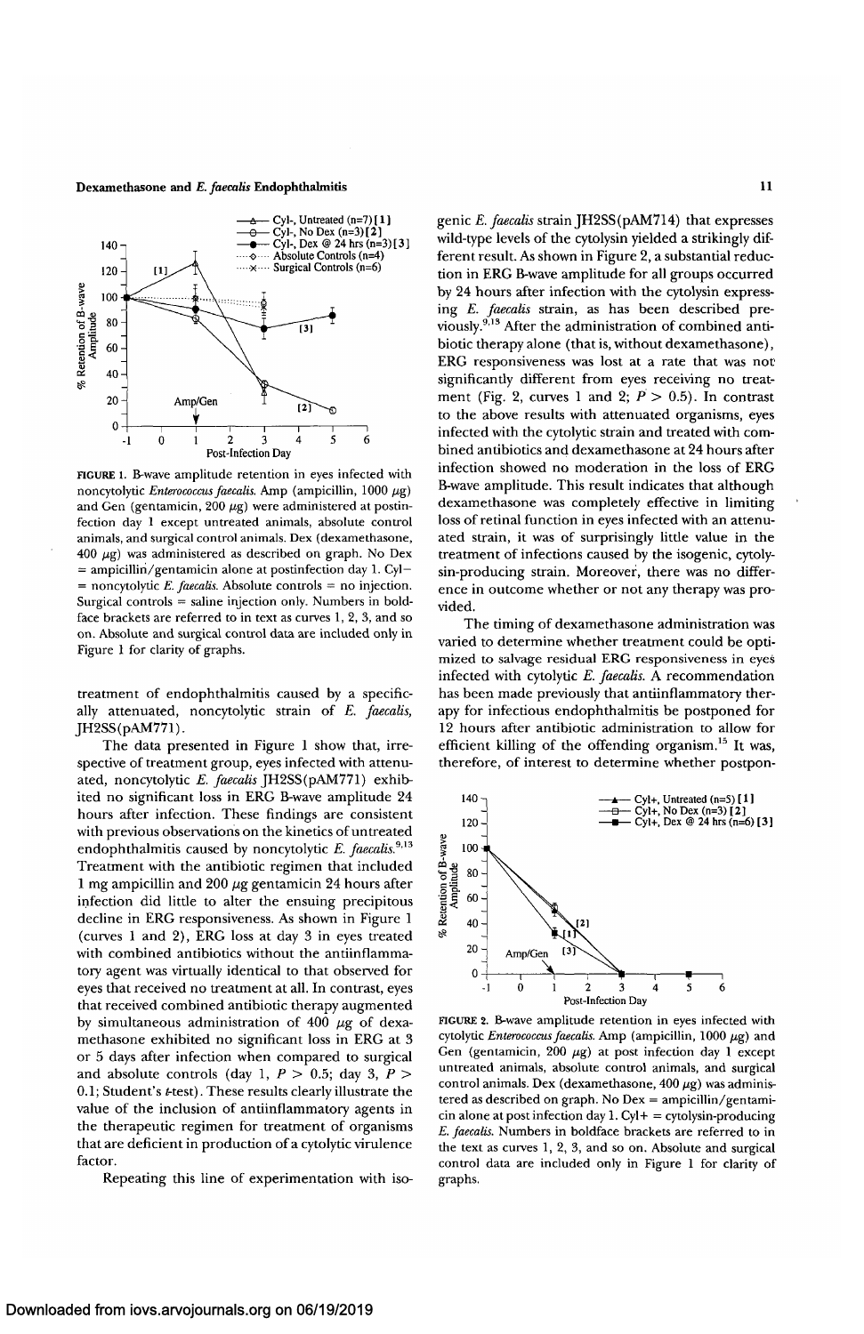FIGURE 1. B-wave amplitude retention in eyes infected with noncytolytic *Enterococcus faecalis*. Amp (ampicillin, 1000 μg) and Gen (gentamicin, 200 μg) were administered at postinfection day 1 except untreated animals, absolute control animals, and surgical control animals. Dex (dexamethasone, 400 μg) was administered as described on graph. No Dex = ampicillin/gentamicin alone at postinfection day 1. Cyl− = noncytolytic *E. faecalis*. Absolute controls = no injection. Surgical controls = saline injection only. Numbers in boldface brackets are referred to in text as curves 1, 2, 3, and so on. Absolute and surgical control data are included only in Figure 1 for clarity of graphs.

treatment of endophthalmitis caused by a specifically attenuated, noncytolytic strain of *E. faecalis*, JH2SS(pAM771).

The data presented in Figure 1 show that, irrespective of treatment group, eyes infected with attenuated, noncytolytic *E. faecalis* JH2SS(pAM771) exhibited no significant loss in ERG B-wave amplitude 24 hours after infection. These findings are consistent with previous observations on the kinetics of untreated endophthalmitis caused by noncytolytic *E. faecalis*.[9,13] Treatment with the antibiotic regimen that included 1 mg ampicillin and 200 μg gentamicin 24 hours after infection did little to alter the ensuing precipitous decline in ERG responsiveness. As shown in Figure 1 (curves 1 and 2), ERG loss at day 3 in eyes treated with combined antibiotics without the antiinflammatory agent was virtually identical to that observed for eyes that received no treatment at all. In contrast, eyes that received combined antibiotic therapy augmented by simultaneous administration of 400 μg of dexamethasone exhibited no significant loss in ERG at 3 or 5 days after infection when compared to surgical and absolute controls (day 1, $P > 0.5$; day 3, $P > 0.1$; Student's *t*-test). These results clearly illustrate the value of the inclusion of antiinflammatory agents in the therapeutic regimen for treatment of organisms that are deficient in production of a cytolytic virulence factor.

Repeating this line of experimentation with isogenic *E. faecalis* strain JH2SS(pAM714) that expresses wild-type levels of the cytolysin yielded a strikingly different result. As shown in Figure 2, a substantial reduction in ERG B-wave amplitude for all groups occurred by 24 hours after infection with the cytolysin expressing *E. faecalis* strain, as has been described previously.[9,13] After the administration of combined antibiotic therapy alone (that is, without dexamethasone), ERG responsiveness was lost at a rate that was not significantly different from eyes receiving no treatment (Fig. 2, curves 1 and 2; $P > 0.5$). In contrast to the above results with attenuated organisms, eyes infected with the cytolytic strain and treated with combined antibiotics and dexamethasone at 24 hours after infection showed no moderation in the loss of ERG B-wave amplitude. This result indicates that although dexamethasone was completely effective in limiting loss of retinal function in eyes infected with an attenuated strain, it was of surprisingly little value in the treatment of infections caused by the isogenic, cytolysin-producing strain. Moreover, there was no difference in outcome whether or not any therapy was provided.

The timing of dexamethasone administration was varied to determine whether treatment could be optimized to salvage residual ERG responsiveness in eyes infected with cytolytic *E. faecalis*. A recommendation has been made previously that antiinflammatory therapy for infectious endophthalmitis be postponed for 12 hours after antibiotic administration to allow for efficient killing of the offending organism.[15] It was, therefore, of interest to determine whether postpon-

FIGURE 2. B-wave amplitude retention in eyes infected with cytolytic *Enterococcus faecalis*. Amp (ampicillin, 1000 μg) and Gen (gentamicin, 200 μg) at post infection day 1 except untreated animals, absolute control animals, and surgical control animals. Dex (dexamethasone, 400 μg) was administered as described on graph. No Dex = ampicillin/gentamicin alone at post infection day 1. Cyl+ = cytolysin-producing *E. faecalis*. Numbers in boldface brackets are referred to in the text as curves 1, 2, 3, and so on. Absolute and surgical control data are included only in Figure 1 for clarity of graphs.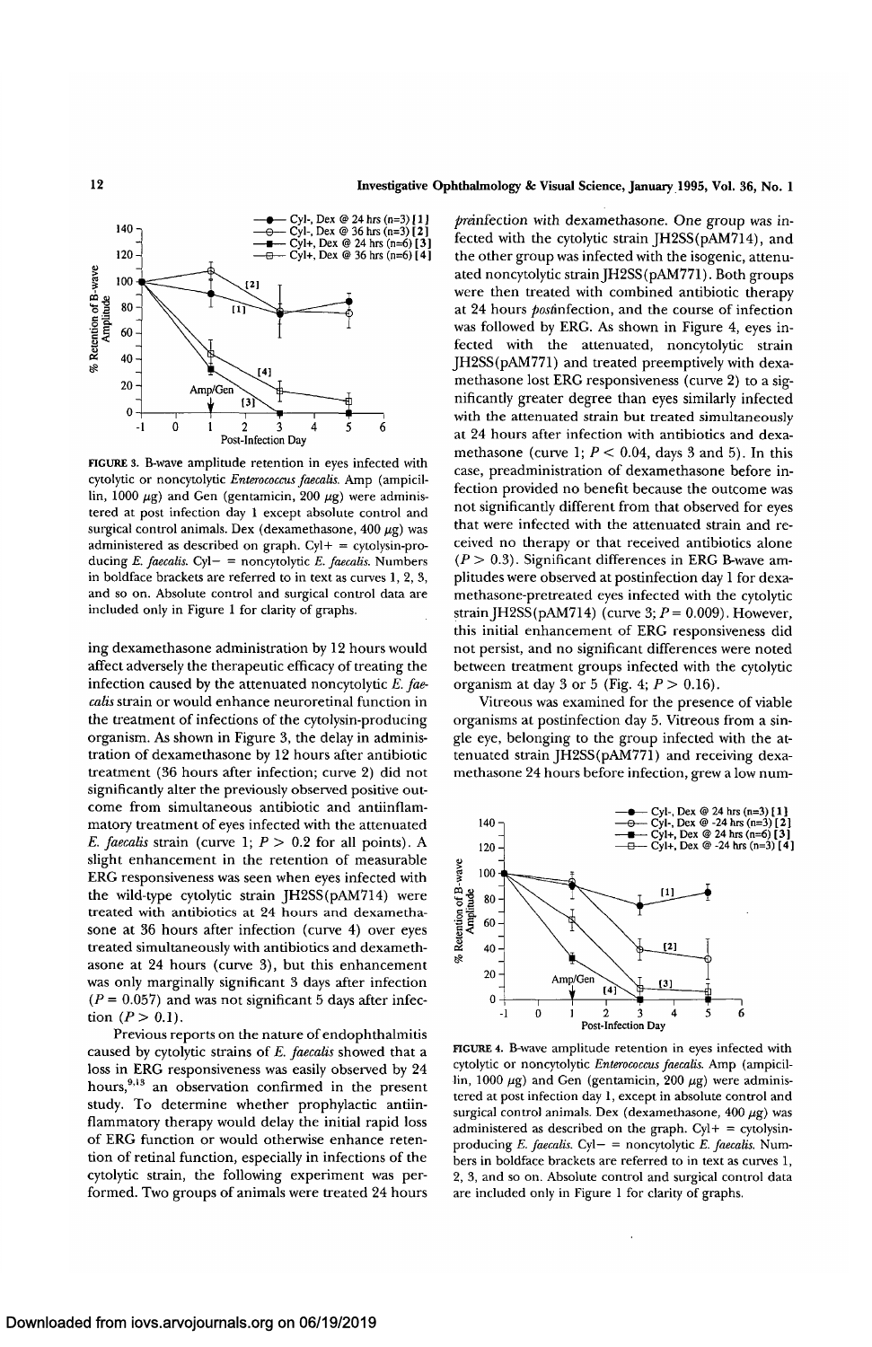FIGURE 3. B-wave amplitude retention in eyes infected with cytolytic or noncytolytic *Enterococcus faecalis*. Amp (ampicillin, 1000 μg) and Gen (gentamicin, 200 μg) were administered at post infection day 1 except absolute control and surgical control animals. Dex (dexamethasone, 400 μg) was administered as described on graph. Cyl+ = cytolysin-producing *E. faecalis*. Cyl− = noncytolytic *E. faecalis*. Numbers in boldface brackets are referred to in text as curves 1, 2, 3, and so on. Absolute control and surgical control data are included only in Figure 1 for clarity of graphs.

ing dexamethasone administration by 12 hours would affect adversely the therapeutic efficacy of treating the infection caused by the attenuated noncytolytic *E. faecalis* strain or would enhance neuroretinal function in the treatment of infections of the cytolysin-producing organism. As shown in Figure 3, the delay in administration of dexamethasone by 12 hours after antibiotic treatment (36 hours after infection; curve 2) did not significantly alter the previously observed positive outcome from simultaneous antibiotic and antiinflammatory treatment of eyes infected with the attenuated *E. faecalis* strain (curve 1; $P > 0.2$ for all points). A slight enhancement in the retention of measurable ERG responsiveness was seen when eyes infected with the wild-type cytolytic strain JH2SS(pAM714) were treated with antibiotics at 24 hours and dexamethasone at 36 hours after infection (curve 4) over eyes treated simultaneously with antibiotics and dexamethasone at 24 hours (curve 3), but this enhancement was only marginally significant 3 days after infection ($P = 0.057$) and was not significant 5 days after infection ($P > 0.1$).

Previous reports on the nature of endophthalmitis caused by cytolytic strains of *E. faecalis* showed that a loss in ERG responsiveness was easily observed by 24 hours,[9,13] an observation confirmed in the present study. To determine whether prophylactic antiinflammatory therapy would delay the initial rapid loss of ERG function or would otherwise enhance retention of retinal function, especially in infections of the cytolytic strain, the following experiment was performed. Two groups of animals were treated 24 hours *pre*infection with dexamethasone. One group was infected with the cytolytic strain JH2SS(pAM714), and the other group was infected with the isogenic, attenuated noncytolytic strain JH2SS(pAM771). Both groups were then treated with combined antibiotic therapy at 24 hours *post*infection, and the course of infection was followed by ERG. As shown in Figure 4, eyes infected with the attenuated, noncytolytic strain JH2SS(pAM771) and treated preemptively with dexamethasone lost ERG responsiveness (curve 2) to a significantly greater degree than eyes similarly infected with the attenuated strain but treated simultaneously at 24 hours after infection with antibiotics and dexamethasone (curve 1; $P < 0.04$, days 3 and 5). In this case, preadministration of dexamethasone before infection provided no benefit because the outcome was not significantly different from that observed for eyes that were infected with the attenuated strain and received no therapy or that received antibiotics alone ($P > 0.3$). Significant differences in ERG B-wave amplitudes were observed at postinfection day 1 for dexamethasone-pretreated eyes infected with the cytolytic strain JH2SS(pAM714) (curve 3; $P = 0.009$). However, this initial enhancement of ERG responsiveness did not persist, and no significant differences were noted between treatment groups infected with the cytolytic organism at day 3 or 5 (Fig. 4; $P > 0.16$).

Vitreous was examined for the presence of viable organisms at postinfection day 5. Vitreous from a single eye, belonging to the group infected with the attenuated strain JH2SS(pAM771) and receiving dexamethasone 24 hours before infection, grew a low num-

FIGURE 4. B-wave amplitude retention in eyes infected with cytolytic or noncytolytic *Enterococcus faecalis*. Amp (ampicillin, 1000 μg) and Gen (gentamicin, 200 μg) were administered at post infection day 1, except in absolute control and surgical control animals. Dex (dexamethasone, 400 μg) was administered as described on the graph. Cyl+ = cytolysin-producing *E. faecalis*. Cyl− = noncytolytic *E. faecalis*. Numbers in boldface brackets are referred to in text as curves 1, 2, 3, and so on. Absolute control and surgical control data are included only in Figure 1 for clarity of graphs.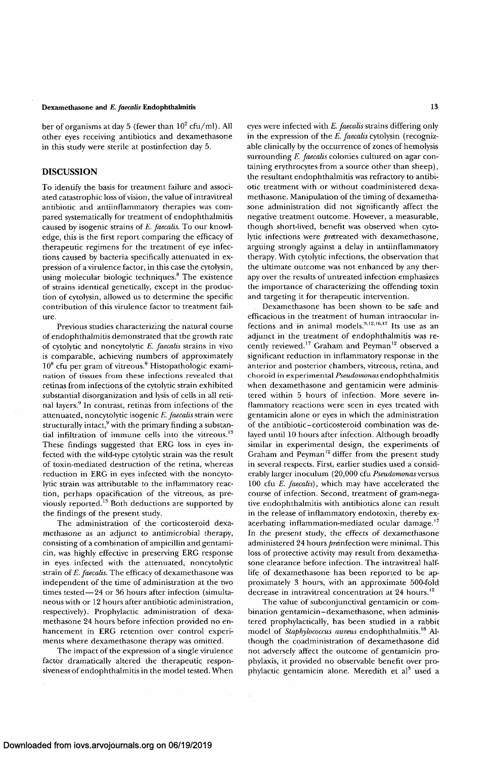ber of organisms at day 5 (fewer than $10^2$ cfu/ml). All other eyes receiving antibiotics and dexamethasone in this study were sterile at postinfection day 5.

## DISCUSSION

To identify the basis for treatment failure and associated catastrophic loss of vision, the value of intravitreal antibiotic and antiinflammatory therapies was compared systematically for treatment of endophthalmitis caused by isogenic strains of *E. faecalis*. To our knowledge, this is the first report comparing the efficacy of therapeutic regimens for the treatment of eye infections caused by bacteria specifically attenuated in expression of a virulence factor, in this case the cytolysin, using molecular biologic techniques.[8] The existence of strains identical genetically, except in the production of cytolysin, allowed us to determine the specific contribution of this virulence factor to treatment failure.

Previous studies characterizing the natural course of endophthalmitis demonstrated that the growth rate of cytolytic and noncytolytic *E. faecalis* strains in vivo is comparable, achieving numbers of approximately $10^8$ cfu per gram of vitreous.[9] Histopathologic examination of tissues from these infections revealed that retinas from infections of the cytolytic strain exhibited substantial disorganization and lysis of cells in all retinal layers.[9] In contrast, retinas from infections of the attenuated, noncytolytic isogenic *E. faecalis* strain were structurally intact,[9] with the primary finding a substantial infiltration of immune cells into the vitreous.[13] These findings suggested that ERG loss in eyes infected with the wild-type cytolytic strain was the result of toxin-mediated destruction of the retina, whereas reduction in ERG in eyes infected with the noncytolytic strain was attributable to the inflammatory reaction, perhaps opacification of the vitreous, as previously reported.[13] Both deductions are supported by the findings of the present study.

The administration of the corticosteroid dexamethasone as an adjunct to antimicrobial therapy, consisting of a combination of ampicillin and gentamicin, was highly effective in preserving ERG response in eyes infected with the attenuated, noncytolytic strain of *E. faecalis*. The efficacy of dexamethasone was independent of the time of administration at the two times tested—24 or 36 hours after infection (simultaneous with or 12 hours after antibiotic administration, respectively). Prophylactic administration of dexamethasone 24 hours before infection provided no enhancement in ERG retention over control experiments where dexamethasone therapy was omitted.

The impact of the expression of a single virulence factor dramatically altered the therapeutic responsiveness of endophthalmitis in the model tested. When eyes were infected with *E. faecalis* strains differing only in the expression of the *E. faecalis* cytolysin (recognizable clinically by the occurrence of zones of hemolysis surrounding *E. faecalis* colonies cultured on agar containing erythrocytes from a source other than sheep), the resultant endophthalmitis was refractory to antibiotic treatment with or without coadministered dexamethasone. Manipulation of the timing of dexamethasone administration did not significantly affect the negative treatment outcome. However, a measurable, though short-lived, benefit was observed when cytolytic infections were *pre*treated with dexamethasone, arguing strongly against a delay in antiinflammatory therapy. With cytolytic infections, the observation that the ultimate outcome was not enhanced by any therapy over the results of untreated infection emphasizes the importance of characterizing the offending toxin and targeting it for therapeutic intervention.

Dexamethasone has been shown to be safe and efficacious in the treatment of human intraocular infections and in animal models.[3,12,16,17] Its use as an adjunct in the treatment of endophthalmitis was recently reviewed.[17] Graham and Peyman[12] observed a significant reduction in inflammatory response in the anterior and posterior chambers, vitreous, retina, and choroid in experimental *Pseudomonas* endophthalmitis when dexamethasone and gentamicin were administered within 5 hours of infection. More severe inflammatory reactions were seen in eyes treated with gentamicin alone or eyes in which the administration of the antibiotic–corticosteroid combination was delayed until 10 hours after infection. Although broadly similar in experimental design, the experiments of Graham and Peyman[12] differ from the present study in several respects. First, earlier studies used a considerably larger inoculum (20,000 cfu *Pseudomonas* versus 100 cfu *E. faecalis*), which may have accelerated the course of infection. Second, treatment of gram-negative endophthalmitis with antibiotics alone can result in the release of inflammatory endotoxin, thereby exacerbating inflammation-mediated ocular damage.[17] In the present study, the effects of dexamethasone administered 24 hours *pre*infection were minimal. This loss of protective activity may result from dexamethasone clearance before infection. The intravitreal half-life of dexamethasone has been reported to be approximately 3 hours, with an approximate 500-fold decrease in intravitreal concentration at 24 hours.[12]

The value of subconjunctival gentamicin or combination gentamicin–dexamethasone, when administered prophylactically, has been studied in a rabbit model of *Staphylococcus aureus* endophthalmitis.[18] Although the coadministration of dexamethasone did not adversely affect the outcome of gentamicin prophylaxis, it provided no observable benefit over prophylactic gentamicin alone. Meredith et al[3] used a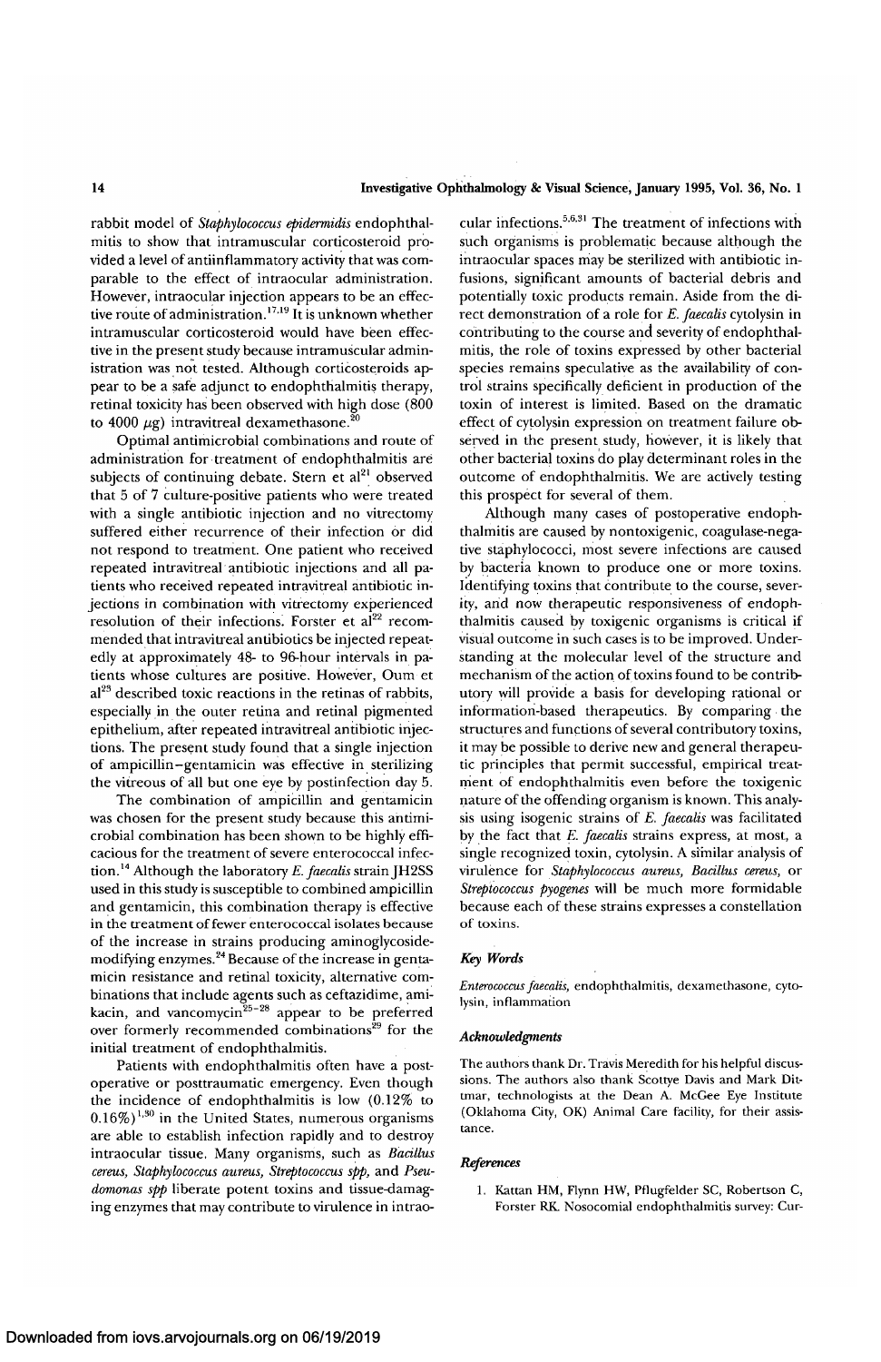rabbit model of *Staphylococcus epidermidis* endophthalmitis to show that intramuscular corticosteroid provided a level of antiinflammatory activity that was comparable to the effect of intraocular administration. However, intraocular injection appears to be an effective route of administration.[17,19] It is unknown whether intramuscular corticosteroid would have been effective in the present study because intramuscular administration was not tested. Although corticosteroids appear to be a safe adjunct to endophthalmitis therapy, retinal toxicity has been observed with high dose (800 to 4000 $\mu$g) intravitreal dexamethasone.[20]

Optimal antimicrobial combinations and route of administration for treatment of endophthalmitis are subjects of continuing debate. Stern et al[21] observed that 5 of 7 culture-positive patients who were treated with a single antibiotic injection and no vitrectomy suffered either recurrence of their infection or did not respond to treatment. One patient who received repeated intravitreal antibiotic injections and all patients who received repeated intravitreal antibiotic injections in combination with vitrectomy experienced resolution of their infections. Forster et al[22] recommended that intravitreal antibiotics be injected repeatedly at approximately 48- to 96-hour intervals in patients whose cultures are positive. However, Oum et al[23] described toxic reactions in the retinas of rabbits, especially in the outer retina and retinal pigmented epithelium, after repeated intravitreal antibiotic injections. The present study found that a single injection of ampicillin–gentamicin was effective in sterilizing the vitreous of all but one eye by postinfection day 5.

The combination of ampicillin and gentamicin was chosen for the present study because this antimicrobial combination has been shown to be highly efficacious for the treatment of severe enterococcal infection.[14] Although the laboratory *E. faecalis* strain JH2SS used in this study is susceptible to combined ampicillin and gentamicin, this combination therapy is effective in the treatment of fewer enterococcal isolates because of the increase in strains producing aminoglycoside-modifying enzymes.[24] Because of the increase in gentamicin resistance and retinal toxicity, alternative combinations that include agents such as ceftazidime, amikacin, and vancomycin[25–28] appear to be preferred over formerly recommended combinations[29] for the initial treatment of endophthalmitis.

Patients with endophthalmitis often have a postoperative or posttraumatic emergency. Even though the incidence of endophthalmitis is low (0.12% to 0.16%)[1,30] in the United States, numerous organisms are able to establish infection rapidly and to destroy intraocular tissue. Many organisms, such as *Bacillus cereus, Staphylococcus aureus, Streptococcus spp*, and *Pseudomonas spp* liberate potent toxins and tissue-damaging enzymes that may contribute to virulence in intraocular infections.[5,6,31] The treatment of infections with such organisms is problematic because although the intraocular spaces may be sterilized with antibiotic infusions, significant amounts of bacterial debris and potentially toxic products remain. Aside from the direct demonstration of a role for *E. faecalis* cytolysin in contributing to the course and severity of endophthalmitis, the role of toxins expressed by other bacterial species remains speculative as the availability of control strains specifically deficient in production of the toxin of interest is limited. Based on the dramatic effect of cytolysin expression on treatment failure observed in the present study, however, it is likely that other bacterial toxins do play determinant roles in the outcome of endophthalmitis. We are actively testing this prospect for several of them.

Although many cases of postoperative endophthalmitis are caused by nontoxigenic, coagulase-negative staphylococci, most severe infections are caused by bacteria known to produce one or more toxins. Identifying toxins that contribute to the course, severity, and now therapeutic responsiveness of endophthalmitis caused by toxigenic organisms is critical if visual outcome in such cases is to be improved. Understanding at the molecular level of the structure and mechanism of the action of toxins found to be contributory will provide a basis for developing rational or information-based therapeutics. By comparing the structures and functions of several contributory toxins, it may be possible to derive new and general therapeutic principles that permit successful, empirical treatment of endophthalmitis even before the toxigenic nature of the offending organism is known. This analysis using isogenic strains of *E. faecalis* was facilitated by the fact that *E. faecalis* strains express, at most, a single recognized toxin, cytolysin. A similar analysis of virulence for *Staphylococcus aureus, Bacillus cereus*, or *Streptococcus pyogenes* will be much more formidable because each of these strains expresses a constellation of toxins.

### *Key Words*

*Enterococcus faecalis*, endophthalmitis, dexamethasone, cytolysin, inflammation

### *Acknowledgments*

The authors thank Dr. Travis Meredith for his helpful discussions. The authors also thank Scottye Davis and Mark Dittmar, technologists at the Dean A. McGee Eye Institute (Oklahoma City, OK) Animal Care facility, for their assistance.

### *References*

1. Kattan HM, Flynn HW, Pflugfelder SC, Robertson C, Forster RK. Nosocomial endophthalmitis survey: Cur-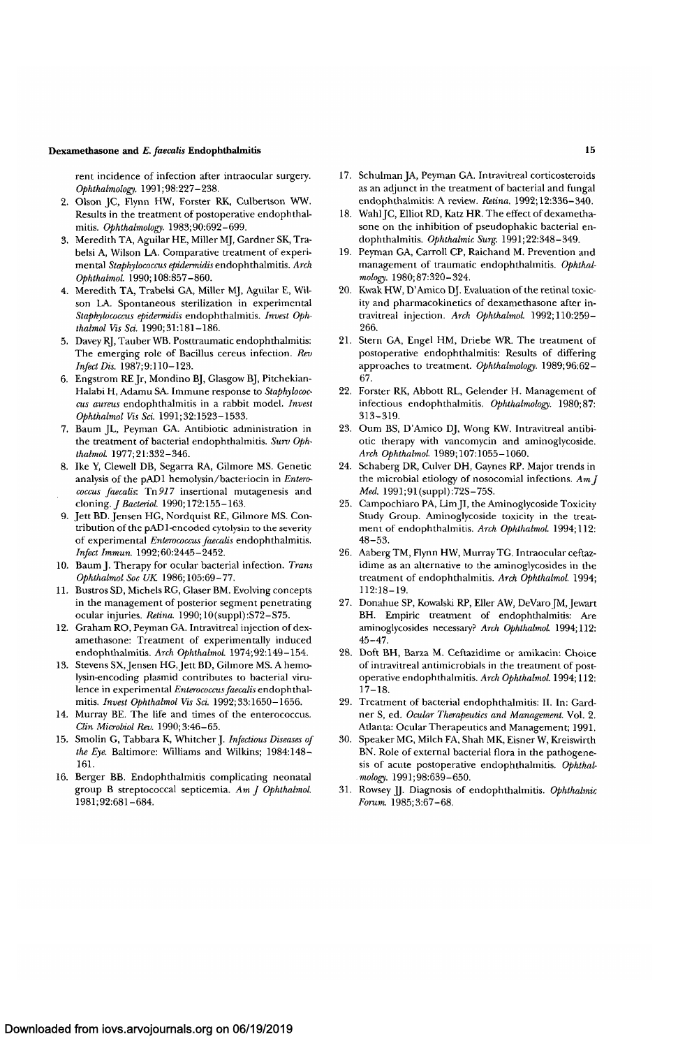rent incidence of infection after intraocular surgery. *Ophthalmology.* 1991;98:227–238.

2. Olson JC, Flynn HW, Forster RK, Culbertson WW. Results in the treatment of postoperative endophthalmitis. *Ophthalmology.* 1983;90:692–699.
3. Meredith TA, Aguilar HE, Miller MJ, Gardner SK, Trabelsi A, Wilson LA. Comparative treatment of experimental *Staphylococcus epidermidis* endophthalmitis. *Arch Ophthalmol.* 1990;108:857–860.
4. Meredith TA, Trabelsi GA, Miller MJ, Aguilar E, Wilson LA. Spontaneous sterilization in experimental *Staphylococcus epidermidis* endophthalmitis. *Invest Ophthalmol Vis Sci.* 1990;31:181–186.
5. Davey RJ, Tauber WB. Posttraumatic endophthalmitis: The emerging role of Bacillus cereus infection. *Rev Infect Dis.* 1987;9:110–123.
6. Engstrom RE Jr, Mondino BJ, Glasgow BJ, Pitchekian-Halabi H, Adamu SA. Immune response to *Staphylococcus aureus* endophthalmitis in a rabbit model. *Invest Ophthalmol Vis Sci.* 1991;32:1523–1533.
7. Baum JL, Peyman GA. Antibiotic administration in the treatment of bacterial endophthalmitis. *Surv Ophthalmol.* 1977;21:332–346.
8. Ike Y, Clewell DB, Segarra RA, Gilmore MS. Genetic analysis of the pAD1 hemolysin/bacteriocin in *Enterococcus faecalis*: Tn*917* insertional mutagenesis and cloning. *J Bacteriol.* 1990;172:155–163.
9. Jett BD, Jensen HG, Nordquist RE, Gilmore MS. Contribution of the pAD1-encoded cytolysin to the severity of experimental *Enterococcus faecalis* endophthalmitis. *Infect Immun.* 1992;60:2445–2452.
10. Baum J. Therapy for ocular bacterial infection. *Trans Ophthalmol Soc UK.* 1986;105:69–77.
11. Bustros SD, Michels RG, Glaser BM. Evolving concepts in the management of posterior segment penetrating ocular injuries. *Retina.* 1990;10(suppl):S72–S75.
12. Graham RO, Peyman GA. Intravitreal injection of dexamethasone: Treatment of experimentally induced endophthalmitis. *Arch Ophthalmol.* 1974;92:149–154.
13. Stevens SX, Jensen HG, Jett BD, Gilmore MS. A hemolysin-encoding plasmid contributes to bacterial virulence in experimental *Enterococcus faecalis* endophthalmitis. *Invest Ophthalmol Vis Sci.* 1992;33:1650–1656.
14. Murray BE. The life and times of the enterococcus. *Clin Microbiol Rev.* 1990;3:46–65.
15. Smolin G, Tabbara K, Whitcher J. *Infectious Diseases of the Eye.* Baltimore: Williams and Wilkins; 1984:148–161.
16. Berger BB. Endophthalmitis complicating neonatal group B streptococcal septicemia. *Am J Ophthalmol.* 1981;92:681–684.
17. Schulman JA, Peyman GA. Intravitreal corticosteroids as an adjunct in the treatment of bacterial and fungal endophthalmitis: A review. *Retina.* 1992;12:336–340.
18. Wahl JC, Elliot RD, Katz HR. The effect of dexamethasone on the inhibition of pseudophakic bacterial endophthalmitis. *Ophthalmic Surg.* 1991;22:348–349.
19. Peyman GA, Carroll CP, Raichand M. Prevention and management of traumatic endophthalmitis. *Ophthalmology.* 1980;87:320–324.
20. Kwak HW, D'Amico DJ. Evaluation of the retinal toxicity and pharmacokinetics of dexamethasone after intravitreal injection. *Arch Ophthalmol.* 1992;110:259–266.
21. Stern GA, Engel HM, Driebe WR. The treatment of postoperative endophthalmitis: Results of differing approaches to treatment. *Ophthalmology.* 1989;96:62–67.
22. Forster RK, Abbott RL, Gelender H. Management of infectious endophthalmitis. *Ophthalmology.* 1980;87:313–319.
23. Oum BS, D'Amico DJ, Wong KW. Intravitreal antibiotic therapy with vancomycin and aminoglycoside. *Arch Ophthalmol.* 1989;107:1055–1060.
24. Schaberg DR, Culver DH, Gaynes RP. Major trends in the microbial etiology of nosocomial infections. *Am J Med.* 1991;91(suppl):72S–75S.
25. Campochiaro PA, Lim JI, the Aminoglycoside Toxicity Study Group. Aminoglycoside toxicity in the treatment of endophthalmitis. *Arch Ophthalmol.* 1994;112:48–53.
26. Aaberg TM, Flynn HW, Murray TG. Intraocular ceftazidime as an alternative to the aminoglycosides in the treatment of endophthalmitis. *Arch Ophthalmol.* 1994;112:18–19.
27. Donahue SP, Kowalski RP, Eller AW, DeVaro JM, Jewart BH. Empiric treatment of endophthalmitis: Are aminoglycosides necessary? *Arch Ophthalmol.* 1994;112:45–47.
28. Doft BH, Barza M. Ceftazidime or amikacin: Choice of intravitreal antimicrobials in the treatment of postoperative endophthalmitis. *Arch Ophthalmol.* 1994;112:17–18.
29. Treatment of bacterial endophthalmitis: II. In: Gardner S, ed. *Ocular Therapeutics and Management.* Vol. 2. Atlanta: Ocular Therapeutics and Management; 1991.
30. Speaker MG, Milch FA, Shah MK, Eisner W, Kreiswirth BN. Role of external bacterial flora in the pathogenesis of acute postoperative endophthalmitis. *Ophthalmology.* 1991;98:639–650.
31. Rowsey JJ. Diagnosis of endophthalmitis. *Ophthalmic Forum.* 1985;3:67–68.